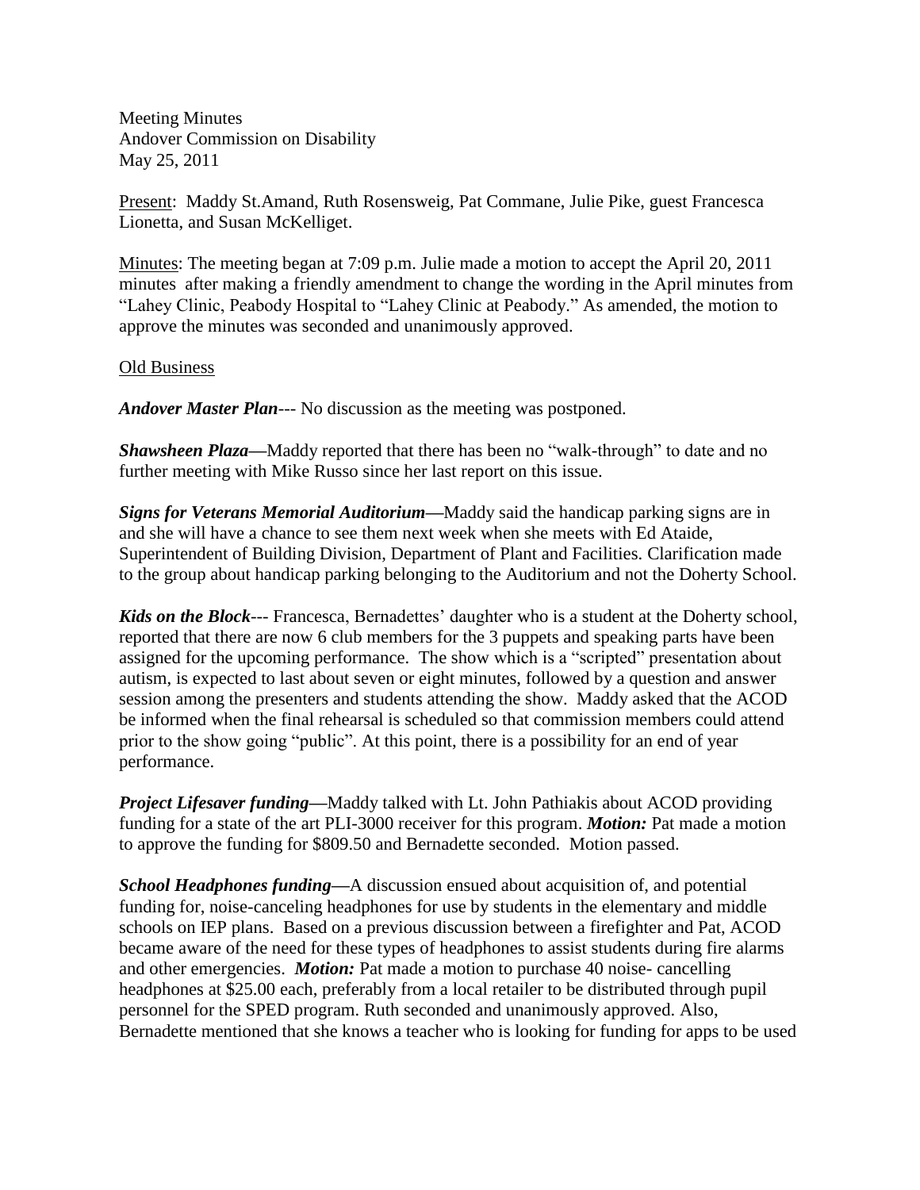Meeting Minutes
Andover Commission on Disability
May 25, 2011

Present: Maddy St.Amand, Ruth Rosensweig, Pat Commane, Julie Pike, guest Francesca Lionetta, and Susan McKelliget.

Minutes: The meeting began at 7:09 p.m. Julie made a motion to accept the April 20, 2011 minutes after making a friendly amendment to change the wording in the April minutes from "Lahey Clinic, Peabody Hospital to "Lahey Clinic at Peabody." As amended, the motion to approve the minutes was seconded and unanimously approved.

Old Business

***Andover Master Plan***--- No discussion as the meeting was postponed.

***Shawsheen Plaza***—Maddy reported that there has been no "walk-through" to date and no further meeting with Mike Russo since her last report on this issue.

***Signs for Veterans Memorial Auditorium***—Maddy said the handicap parking signs are in and she will have a chance to see them next week when she meets with Ed Ataide, Superintendent of Building Division, Department of Plant and Facilities. Clarification made to the group about handicap parking belonging to the Auditorium and not the Doherty School.

***Kids on the Block***--- Francesca, Bernadettes' daughter who is a student at the Doherty school, reported that there are now 6 club members for the 3 puppets and speaking parts have been assigned for the upcoming performance. The show which is a "scripted" presentation about autism, is expected to last about seven or eight minutes, followed by a question and answer session among the presenters and students attending the show. Maddy asked that the ACOD be informed when the final rehearsal is scheduled so that commission members could attend prior to the show going "public". At this point, there is a possibility for an end of year performance.

***Project Lifesaver funding***—Maddy talked with Lt. John Pathiakis about ACOD providing funding for a state of the art PLI-3000 receiver for this program. ***Motion:*** Pat made a motion to approve the funding for $809.50 and Bernadette seconded. Motion passed.

***School Headphones funding***—A discussion ensued about acquisition of, and potential funding for, noise-canceling headphones for use by students in the elementary and middle schools on IEP plans. Based on a previous discussion between a firefighter and Pat, ACOD became aware of the need for these types of headphones to assist students during fire alarms and other emergencies. ***Motion:*** Pat made a motion to purchase 40 noise- cancelling headphones at $25.00 each, preferably from a local retailer to be distributed through pupil personnel for the SPED program. Ruth seconded and unanimously approved. Also, Bernadette mentioned that she knows a teacher who is looking for funding for apps to be used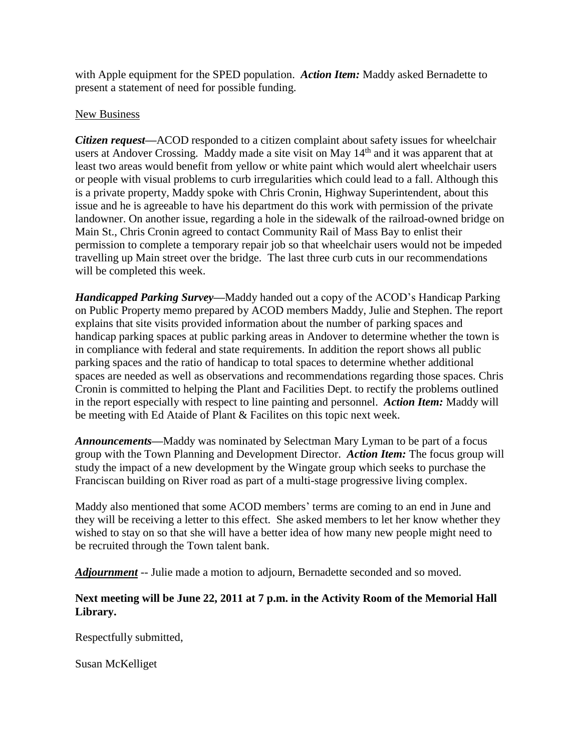with Apple equipment for the SPED population. ***Action Item:*** Maddy asked Bernadette to present a statement of need for possible funding.

New Business

***Citizen request***—ACOD responded to a citizen complaint about safety issues for wheelchair users at Andover Crossing. Maddy made a site visit on May 14th and it was apparent that at least two areas would benefit from yellow or white paint which would alert wheelchair users or people with visual problems to curb irregularities which could lead to a fall. Although this is a private property, Maddy spoke with Chris Cronin, Highway Superintendent, about this issue and he is agreeable to have his department do this work with permission of the private landowner. On another issue, regarding a hole in the sidewalk of the railroad-owned bridge on Main St., Chris Cronin agreed to contact Community Rail of Mass Bay to enlist their permission to complete a temporary repair job so that wheelchair users would not be impeded travelling up Main street over the bridge. The last three curb cuts in our recommendations will be completed this week.

***Handicapped Parking Survey***—Maddy handed out a copy of the ACOD's Handicap Parking on Public Property memo prepared by ACOD members Maddy, Julie and Stephen. The report explains that site visits provided information about the number of parking spaces and handicap parking spaces at public parking areas in Andover to determine whether the town is in compliance with federal and state requirements. In addition the report shows all public parking spaces and the ratio of handicap to total spaces to determine whether additional spaces are needed as well as observations and recommendations regarding those spaces. Chris Cronin is committed to helping the Plant and Facilities Dept. to rectify the problems outlined in the report especially with respect to line painting and personnel. ***Action Item:*** Maddy will be meeting with Ed Ataide of Plant & Facilites on this topic next week.

***Announcements***—Maddy was nominated by Selectman Mary Lyman to be part of a focus group with the Town Planning and Development Director. ***Action Item:*** The focus group will study the impact of a new development by the Wingate group which seeks to purchase the Franciscan building on River road as part of a multi-stage progressive living complex.

Maddy also mentioned that some ACOD members' terms are coming to an end in June and they will be receiving a letter to this effect. She asked members to let her know whether they wished to stay on so that she will have a better idea of how many new people might need to be recruited through the Town talent bank.

***Adjournment*** -- Julie made a motion to adjourn, Bernadette seconded and so moved.

**Next meeting will be June 22, 2011 at 7 p.m. in the Activity Room of the Memorial Hall Library.**

Respectfully submitted,

Susan McKelliget